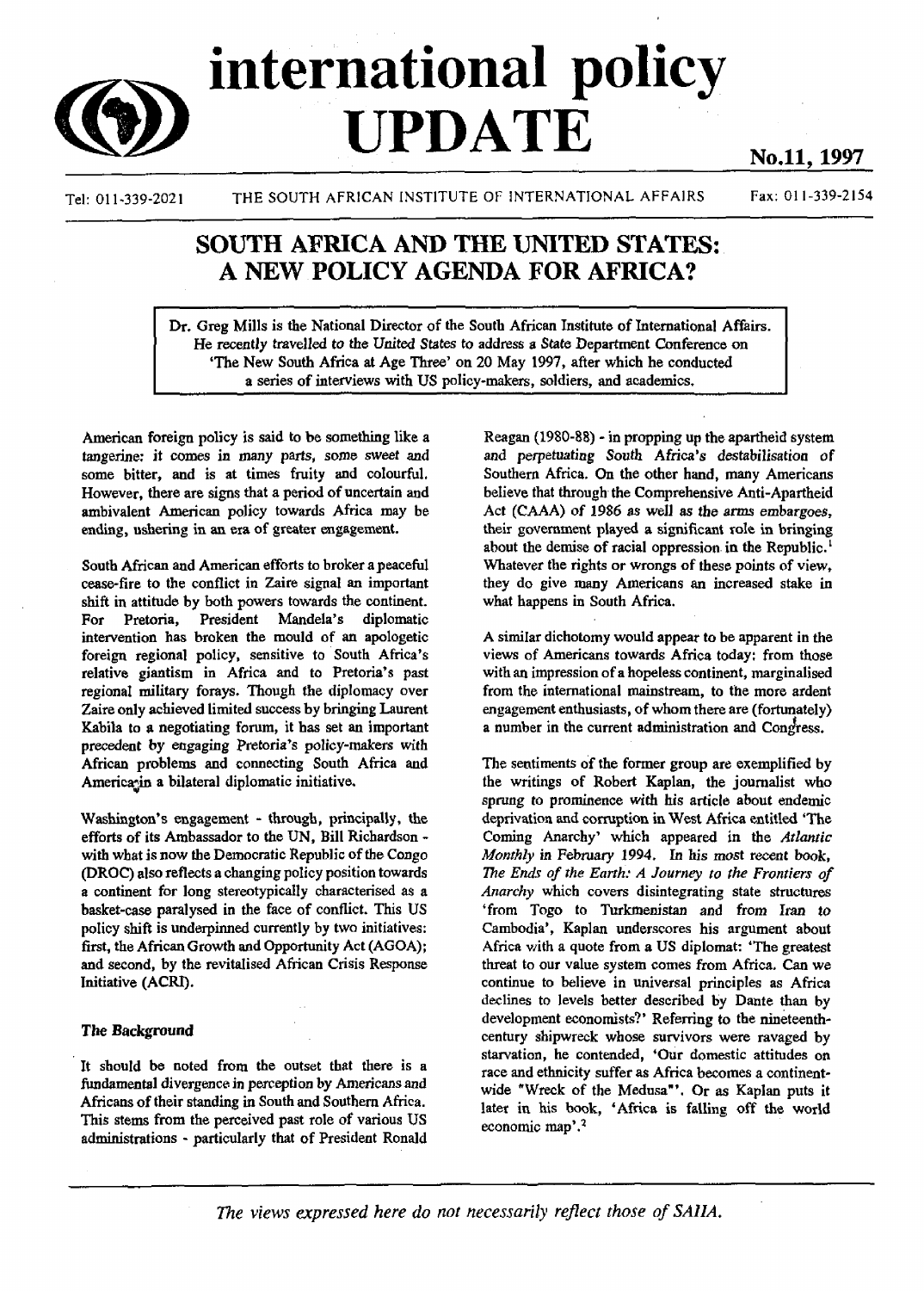# international policy UPDATE

No.11, 1997

Tel: 011-339-2021 THE SOUTH AFRICAN INSTITUTE OF INTERNATIONAL AFFAIRS Fax: 011-339-2154

## SOUTH AFRICA AND THE UNITED STATES: A NEW POLICY AGENDA FOR AFRICA?

Dr. Greg Mills is the National Director of the South African Institute of International Affairs. He recently travelled to the United States to address a State Department Conference on 'The New South Africa at Age Three' on 20 May 1997, after which he conducted a series of interviews with US policy-makers, soldiers, and academics.

American foreign policy is said to be something like a tangerine: it comes in many parts, some sweet and some bitter, and is at times fruity and colourful. However, there are signs that a period of uncertain and ambivalent American policy towards Africa may be ending, ushering in an era of greater engagement.

South African and American efforts to broker a peaceful cease-fire to the conflict in Zaire signal an important shift in attitude by both powers towards the continent. For Pretoria, President Mandela's diplomatic intervention has broken the mould of an apologetic foreign regional policy, sensitive to South Africa's relative giantism in Africa and to Pretoria's past regional military forays. Though the diplomacy over Zaire only achieved limited success by bringing Laurent Kabila to a negotiating forum, it has set an important precedent by engaging Pretoria's policy-makers with African problems and connecting South Africa and America in a bilateral diplomatic initiative.

Washington's engagement - through, principally, the efforts of its Ambassador to the UN, Bill Richardson - with what is now the Democratic Republic of the Congo (DROC) also reflects a changing policy position towards a continent for long stereotypically characterised as a basket-case paralysed in the face of conflict. This US policy shift is underpinned currently by two initiatives: first, the African Growth and Opportunity Act (AGOA); and second, by the revitalised African Crisis Response Initiative (ACRI).

### The Background

It should be noted from the outset that there is a fundamental divergence in perception by Americans and Africans of their standing in South and Southern Africa. This stems from the perceived past role of various US administrations - particularly that of President Ronald Reagan (1980-88) - in propping up the apartheid system and perpetuating South Africa's destabilisation of Southern Africa. On the other hand, many Americans believe that through the Comprehensive Anti-Apartheid Act (CAAA) of 1986 as well as the arms embargoes, their government played a significant role in bringing about the demise of racial oppression in the Republic.[1] Whatever the rights or wrongs of these points of view, they do give many Americans an increased stake in what happens in South Africa.

A similar dichotomy would appear to be apparent in the views of Americans towards Africa today: from those with an impression of a hopeless continent, marginalised from the international mainstream, to the more ardent engagement enthusiasts, of whom there are (fortunately) a number in the current administration and Congress.

The sentiments of the former group are exemplified by the writings of Robert Kaplan, the journalist who sprung to prominence with his article about endemic deprivation and corruption in West Africa entitled 'The Coming Anarchy' which appeared in the *Atlantic Monthly* in February 1994. In his most recent book, *The Ends of the Earth: A Journey to the Frontiers of Anarchy* which covers disintegrating state structures 'from Togo to Turkmenistan and from Iran to Cambodia', Kaplan underscores his argument about Africa with a quote from a US diplomat: 'The greatest threat to our value system comes from Africa. Can we continue to believe in universal principles as Africa declines to levels better described by Dante than by development economists?' Referring to the nineteenth-century shipwreck whose survivors were ravaged by starvation, he contended, 'Our domestic attitudes on race and ethnicity suffer as Africa becomes a continent-wide "Wreck of the Medusa"'. Or as Kaplan puts it later in his book, 'Africa is falling off the world economic map'.[2]

*The views expressed here do not necessarily reflect those of SAIIA.*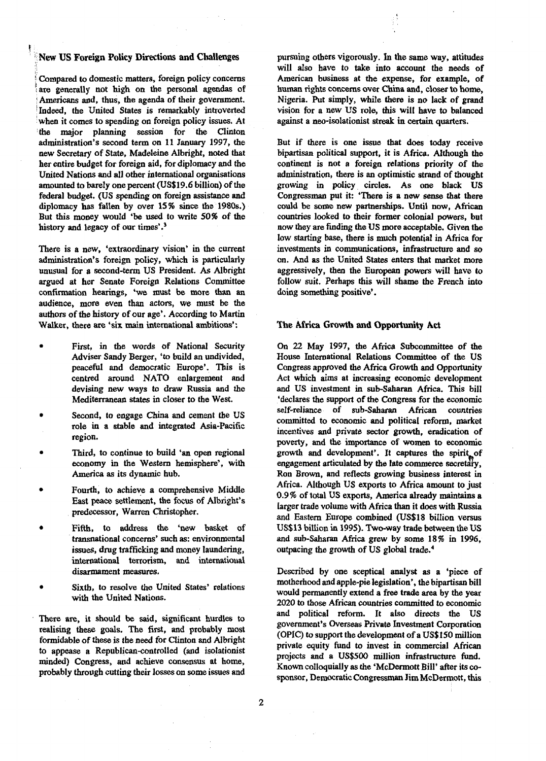## New US Foreign Policy Directions and Challenges

Compared to domestic matters, foreign policy concerns are generally not high on the personal agendas of Americans and, thus, the agenda of their government. Indeed, the United States is remarkably introverted when it comes to spending on foreign policy issues. At the major planning session for the Clinton administration's second term on 11 January 1997, the new Secretary of State, Madeleine Albright, noted that her entire budget for foreign aid, for diplomacy and the United Nations and all other international organisations amounted to barely one percent (US$19.6 billion) of the federal budget. (US spending on foreign assistance and diplomacy has fallen by over 15% since the 1980s.) But this money would 'be used to write 50% of the history and legacy of our times'.[3]

There is a new, 'extraordinary vision' in the current administration's foreign policy, which is particularly unusual for a second-term US President. As Albright argued at her Senate Foreign Relations Committee confirmation hearings, 'we must be more than an audience, more even than actors, we must be the authors of the history of our age'. According to Martin Walker, there are 'six main international ambitions':

- First, in the words of National Security Adviser Sandy Berger, 'to build an undivided, peaceful and democratic Europe'. This is centred around NATO enlargement and devising new ways to draw Russia and the Mediterranean states in closer to the West.
- Second, to engage China and cement the US role in a stable and integrated Asia-Pacific region.
- Third, to continue to build 'an open regional economy in the Western hemisphere', with America as its dynamic hub.
- Fourth, to achieve a comprehensive Middle East peace settlement, the focus of Albright's predecessor, Warren Christopher.
- Fifth, to address the 'new basket of transnational concerns' such as: environmental issues, drug trafficking and money laundering, international terrorism, and international disarmament measures.
- Sixth, to resolve the United States' relations with the United Nations.

There are, it should be said, significant hurdles to realising these goals. The first, and probably most formidable of these is the need for Clinton and Albright to appease a Republican-controlled (and isolationist minded) Congress, and achieve consensus at home, probably through cutting their losses on some issues and pursuing others vigorously. In the same way, attitudes will also have to take into account the needs of American business at the expense, for example, of human rights concerns over China and, closer to home, Nigeria. Put simply, while there is no lack of grand vision for a new US role, this will have to balanced against a neo-isolationist streak in certain quarters.

But if there is one issue that does today receive bipartisan political support, it is Africa. Although the continent is not a foreign relations priority of the administration, there is an optimistic strand of thought growing in policy circles. As one black US Congressman put it: 'There is a new sense that there could be some new partnerships. Until now, African countries looked to their former colonial powers, but now they are finding the US more acceptable. Given the low starting base, there is much potential in Africa for investments in communications, infrastructure and so on. And as the United States enters that market more aggressively, then the European powers will have to follow suit. Perhaps this will shame the French into doing something positive'.

## The Africa Growth and Opportunity Act

On 22 May 1997, the Africa Subcommittee of the House International Relations Committee of the US Congress approved the Africa Growth and Opportunity Act which aims at increasing economic development and US investment in sub-Saharan Africa. This bill 'declares the support of the Congress for the economic self-reliance of sub-Saharan African countries committed to economic and political reform, market incentives and private sector growth, eradication of poverty, and the importance of women to economic growth and development'. It captures the spirit of engagement articulated by the late commerce secretary, Ron Brown, and reflects growing business interest in Africa. Although US exports to Africa amount to just 0.9% of total US exports, America already maintains a larger trade volume with Africa than it does with Russia and Eastern Europe combined (US$18 billion versus US$13 billion in 1995). Two-way trade between the US and sub-Saharan Africa grew by some 18% in 1996, outpacing the growth of US global trade.[4]

Described by one sceptical analyst as a 'piece of motherhood and apple-pie legislation', the bipartisan bill would permanently extend a free trade area by the year 2020 to those African countries committed to economic and political reform. It also directs the US government's Overseas Private Investment Corporation (OPIC) to support the development of a US$150 million private equity fund to invest in commercial African projects and a US$500 million infrastructure fund. Known colloquially as the 'McDermott Bill' after its co-sponsor, Democratic Congressman Jim McDermott, this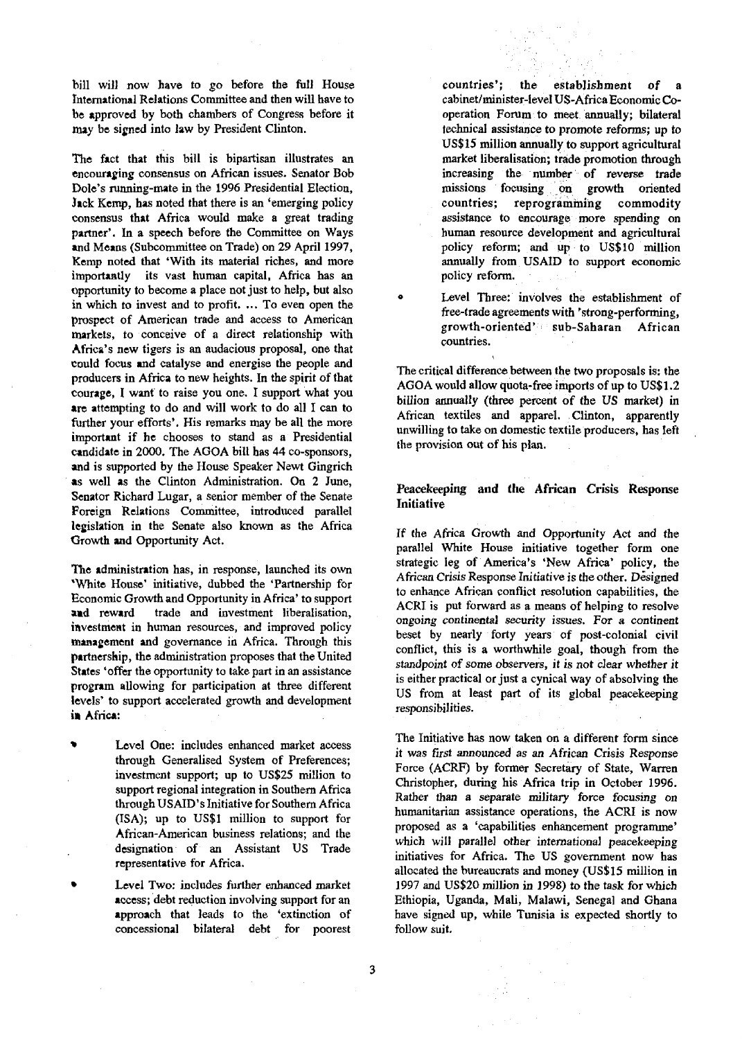bill will now have to go before the full House International Relations Committee and then will have to be approved by both chambers of Congress before it may be signed into law by President Clinton.

The fact that this bill is bipartisan illustrates an encouraging consensus on African issues. Senator Bob Dole's running-mate in the 1996 Presidential Election, Jack Kemp, has noted that there is an 'emerging policy consensus that Africa would make a great trading partner'. In a speech before the Committee on Ways and Means (Subcommittee on Trade) on 29 April 1997, Kemp noted that 'With its material riches, and more importantly its vast human capital, Africa has an opportunity to become a place not just to help, but also in which to invest and to profit. ... To even open the prospect of American trade and access to American markets, to conceive of a direct relationship with Africa's new tigers is an audacious proposal, one that could focus and catalyse and energise the people and producers in Africa to new heights. In the spirit of that courage, I want to raise you one. I support what you are attempting to do and will work to do all I can to further your efforts'. His remarks may be all the more important if he chooses to stand as a Presidential candidate in 2000. The AGOA bill has 44 co-sponsors, and is supported by the House Speaker Newt Gingrich as well as the Clinton Administration. On 2 June, Senator Richard Lugar, a senior member of the Senate Foreign Relations Committee, introduced parallel legislation in the Senate also known as the Africa Growth and Opportunity Act.

The administration has, in response, launched its own 'White House' initiative, dubbed the 'Partnership for Economic Growth and Opportunity in Africa' to support and reward trade and investment liberalisation, investment in human resources, and improved policy management and governance in Africa. Through this partnership, the administration proposes that the United States 'offer the opportunity to take part in an assistance program allowing for participation at three different levels' to support accelerated growth and development in Africa:

- Level One: includes enhanced market access through Generalised System of Preferences; investment support; up to US$25 million to support regional integration in Southern Africa through USAID's Initiative for Southern Africa (ISA); up to US$1 million to support for African-American business relations; and the designation of an Assistant US Trade representative for Africa.
- Level Two: includes further enhanced market access; debt reduction involving support for an approach that leads to the 'extinction of concessional bilateral debt for poorest countries'; the establishment of a cabinet/minister-level US-Africa Economic Co-operation Forum to meet annually; bilateral technical assistance to promote reforms; up to US$15 million annually to support agricultural market liberalisation; trade promotion through increasing the number of reverse trade missions focusing on growth oriented countries; reprogramming commodity assistance to encourage more spending on human resource development and agricultural policy reform; and up to US$10 million annually from USAID to support economic policy reform.
- Level Three: involves the establishment of free-trade agreements with 'strong-performing, growth-oriented' sub-Saharan African countries.

The critical difference between the two proposals is: the AGOA would allow quota-free imports of up to US$1.2 billion annually (three percent of the US market) in African textiles and apparel. Clinton, apparently unwilling to take on domestic textile producers, has left the provision out of his plan.

## Peacekeeping and the African Crisis Response Initiative

If the Africa Growth and Opportunity Act and the parallel White House initiative together form one strategic leg of America's 'New Africa' policy, the African Crisis Response Initiative is the other. Designed to enhance African conflict resolution capabilities, the ACRI is put forward as a means of helping to resolve ongoing continental security issues. For a continent beset by nearly forty years of post-colonial civil conflict, this is a worthwhile goal, though from the standpoint of some observers, it is not clear whether it is either practical or just a cynical way of absolving the US from at least part of its global peacekeeping responsibilities.

The Initiative has now taken on a different form since it was first announced as an African Crisis Response Force (ACRF) by former Secretary of State, Warren Christopher, during his Africa trip in October 1996. Rather than a separate military force focusing on humanitarian assistance operations, the ACRI is now proposed as a 'capabilities enhancement programme' which will parallel other international peacekeeping initiatives for Africa. The US government now has allocated the bureaucrats and money (US$15 million in 1997 and US$20 million in 1998) to the task for which Ethiopia, Uganda, Mali, Malawi, Senegal and Ghana have signed up, while Tunisia is expected shortly to follow suit.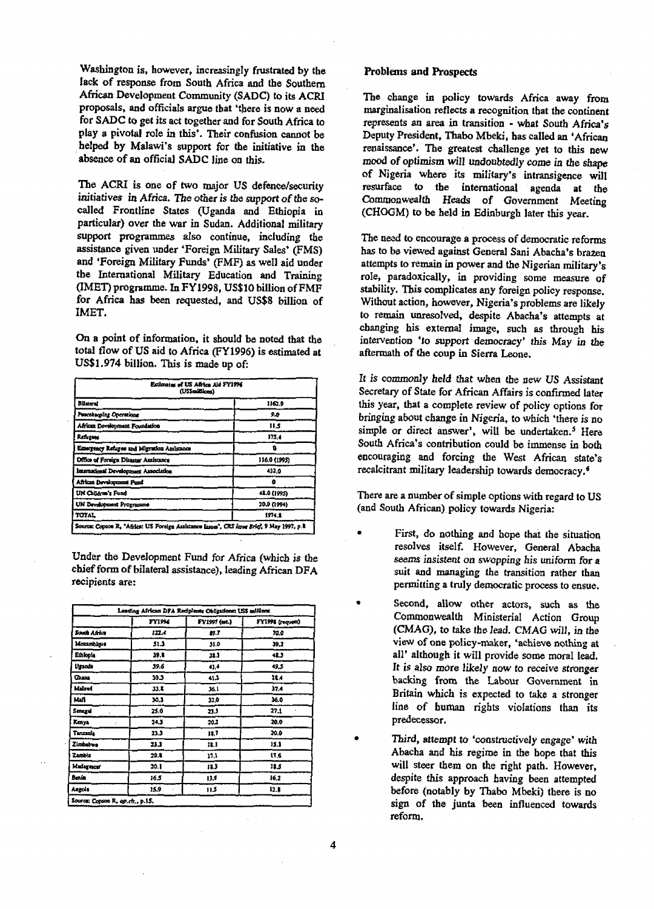Washington is, however, increasingly frustrated by the lack of response from South Africa and the Southern African Development Community (SADC) to its ACRI proposals, and officials argue that 'there is now a need for SADC to get its act together and for South Africa to play a pivotal role in this'. Their confusion cannot be helped by Malawi's support for the initiative in the absence of an official SADC line on this.

The ACRI is one of two major US defence/security initiatives in Africa. The other is the support of the so-called Frontline States (Uganda and Ethiopia in particular) over the war in Sudan. Additional military support programmes also continue, including the assistance given under 'Foreign Military Sales' (FMS) and 'Foreign Military Funds' (FMF) as well aid under the International Military Education and Training (IMET) programme. In FY1998, US$10 billion of FMF for Africa has been requested, and US$8 billion of IMET.

On a point of information, it should be noted that the total flow of US aid to Africa (FY1996) is estimated at US$1.974 billion. This is made up of:

| Estimates of US Africa Aid FY1996 (US$millions) | |
|---|---|
| Bilateral | 1162.9 |
| Peacekeeping Operations | 9.0 |
| African Development Foundation | 11.5 |
| Refugees | 175.4 |
| Emergency Refugee and Migration Assistance | 0 |
| Office of Foreign Disaster Assistance | 116.0 (1995) |
| International Development Association | 432.0 |
| African Development Fund | 0 |
| UN Children's Fund | 48.0 (1995) |
| UN Development Programme | 20.0 (1994) |
| TOTAL | 1974.8 |

Source: Copson R, 'Africa: US Foreign Assistance Issues', *CRS Issue Brief*, 9 May 1997, p.8

Under the Development Fund for Africa (which is the chief form of bilateral assistance), leading African DFA recipients are:

| Leading African DFA Recipients Obligations: US$ millions | | | |
|---|---|---|---|
| | FY1996 | FY1997 (est.) | FY1998 (request) |
| South Africa | 122.4 | 89.7 | 70.0 |
| Mozambique | 51.3 | 31.0 | 39.2 |
| Ethiopia | 39.8 | 38.1 | 48.3 |
| Uganda | 39.6 | 41.4 | 49.5 |
| Ghana | 39.3 | 41.3 | 38.4 |
| Malawi | 33.8 | 36.1 | 37.4 |
| Mali | 30.3 | 32.0 | 36.0 |
| Senegal | 25.0 | 23.3 | 27.1 |
| Kenya | 24.3 | 20.2 | 20.0 |
| Tanzania | 23.3 | 18.7 | 20.0 |
| Zimbabwe | 23.3 | 18.1 | 15.3 |
| Zambia | 20.8 | 17.1 | 17.6 |
| Madagascar | 20.1 | 18.3 | 18.5 |
| Benin | 16.5 | 13.9 | 16.2 |
| Angola | 15.9 | 11.5 | 12.8 |

Source: Copson R, *op.cit.*, p.15.

## Problems and Prospects

The change in policy towards Africa away from marginalisation reflects a recognition that the continent represents an area in transition - what South Africa's Deputy President, Thabo Mbeki, has called an 'African renaissance'. The greatest challenge yet to this new mood of optimism will undoubtedly come in the shape of Nigeria where its military's intransigence will resurface to the international agenda at the Commonwealth Heads of Government Meeting (CHOGM) to be held in Edinburgh later this year.

The need to encourage a process of democratic reforms has to be viewed against General Sani Abacha's brazen attempts to remain in power and the Nigerian military's role, paradoxically, in providing some measure of stability. This complicates any foreign policy response. Without action, however, Nigeria's problems are likely to remain unresolved, despite Abacha's attempts at changing his external image, such as through his intervention 'to support democracy' this May in the aftermath of the coup in Sierra Leone.

It is commonly held that when the new US Assistant Secretary of State for African Affairs is confirmed later this year, that a complete review of policy options for bringing about change in Nigeria, to which 'there is no simple or direct answer', will be undertaken.[5] Here South Africa's contribution could be immense in both encouraging and forcing the West African state's recalcitrant military leadership towards democracy.[6]

There are a number of simple options with regard to US (and South African) policy towards Nigeria:

- First, do nothing and hope that the situation resolves itself. However, General Abacha seems insistent on swopping his uniform for a suit and managing the transition rather than permitting a truly democratic process to ensue.
- Second, allow other actors, such as the Commonwealth Ministerial Action Group (CMAG), to take the lead. CMAG will, in the view of one policy-maker, 'achieve nothing at all' although it will provide some moral lead. It is also more likely now to receive stronger backing from the Labour Government in Britain which is expected to take a stronger line of human rights violations than its predecessor.
- Third, attempt to 'constructively engage' with Abacha and his regime in the hope that this will steer them on the right path. However, despite this approach having been attempted before (notably by Thabo Mbeki) there is no sign of the junta been influenced towards reform.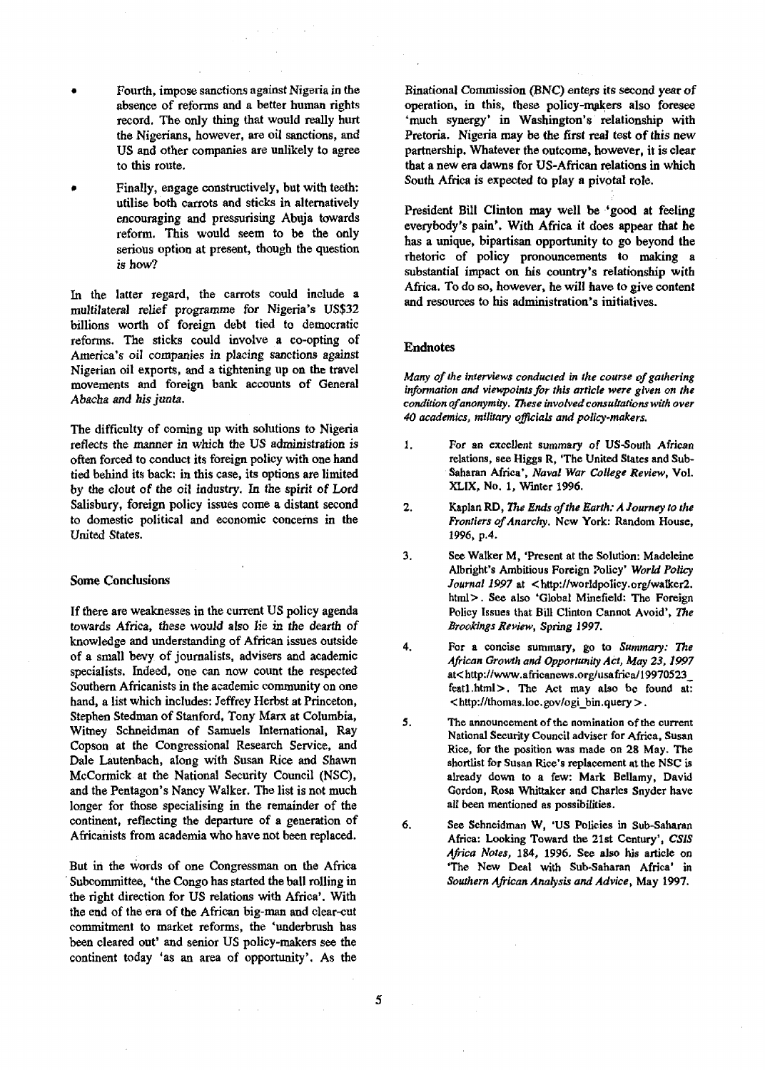- Fourth, impose sanctions against Nigeria in the absence of reforms and a better human rights record. The only thing that would really hurt the Nigerians, however, are oil sanctions, and US and other companies are unlikely to agree to this route.
- Finally, engage constructively, but with teeth: utilise both carrots and sticks in alternatively encouraging and pressurising Abuja towards reform. This would seem to be the only serious option at present, though the question is how?

In the latter regard, the carrots could include a multilateral relief programme for Nigeria's US$32 billions worth of foreign debt tied to democratic reforms. The sticks could involve a co-opting of America's oil companies in placing sanctions against Nigerian oil exports, and a tightening up on the travel movements and foreign bank accounts of General Abacha and his junta.

The difficulty of coming up with solutions to Nigeria reflects the manner in which the US administration is often forced to conduct its foreign policy with one hand tied behind its back: in this case, its options are limited by the clout of the oil industry. In the spirit of Lord Salisbury, foreign policy issues come a distant second to domestic political and economic concerns in the United States.

## Some Conclusions

If there are weaknesses in the current US policy agenda towards Africa, these would also lie in the dearth of knowledge and understanding of African issues outside of a small bevy of journalists, advisers and academic specialists. Indeed, one can now count the respected Southern Africanists in the academic community on one hand, a list which includes: Jeffrey Herbst at Princeton, Stephen Stedman of Stanford, Tony Marx at Columbia, Witney Schneidman of Samuels International, Ray Copson at the Congressional Research Service, and Dale Lautenbach, along with Susan Rice and Shawn McCormick at the National Security Council (NSC), and the Pentagon's Nancy Walker. The list is not much longer for those specialising in the remainder of the continent, reflecting the departure of a generation of Africanists from academia who have not been replaced.

But in the words of one Congressman on the Africa Subcommittee, 'the Congo has started the ball rolling in the right direction for US relations with Africa'. With the end of the era of the African big-man and clear-cut commitment to market reforms, the 'underbrush has been cleared out' and senior US policy-makers see the continent today 'as an area of opportunity'. As the Binational Commission (BNC) enters its second year of operation, in this, these policy-makers also foresee 'much synergy' in Washington's relationship with Pretoria. Nigeria may be the first real test of this new partnership. Whatever the outcome, however, it is clear that a new era dawns for US-African relations in which South Africa is expected to play a pivotal role.

President Bill Clinton may well be 'good at feeling everybody's pain'. With Africa it does appear that he has a unique, bipartisan opportunity to go beyond the rhetoric of policy pronouncements to making a substantial impact on his country's relationship with Africa. To do so, however, he will have to give content and resources to his administration's initiatives.

## Endnotes

*Many of the interviews conducted in the course of gathering information and viewpoints for this article were given on the condition of anonymity. These involved consultations with over 40 academics, military officials and policy-makers.*

1. For an excellent summary of US-South African relations, see Higgs R, 'The United States and Sub-Saharan Africa', *Naval War College Review*, Vol. XLIX, No. 1, Winter 1996.
2. Kaplan RD, *The Ends of the Earth: A Journey to the Frontiers of Anarchy*. New York: Random House, 1996, p.4.
3. See Walker M, 'Present at the Solution: Madeleine Albright's Ambitious Foreign Policy' *World Policy Journal 1997* at <http://worldpolicy.org/walker2.html>. See also 'Global Minefield: The Foreign Policy Issues that Bill Clinton Cannot Avoid', *The Brookings Review*, Spring 1997.
4. For a concise summary, go to *Summary: The African Growth and Opportunity Act, May 23, 1997* at<http://www.africanews.org/usafrica/19970523_feat1.html>. The Act may also be found at: <http://thomas.loc.gov/ogi_bin.query>.
5. The announcement of the nomination of the current National Security Council adviser for Africa, Susan Rice, for the position was made on 28 May. The shortlist for Susan Rice's replacement at the NSC is already down to a few: Mark Bellamy, David Gordon, Rosa Whittaker and Charles Snyder have all been mentioned as possibilities.
6. See Schneidman W, 'US Policies in Sub-Saharan Africa: Looking Toward the 21st Century', *CSIS Africa Notes*, 184, 1996. See also his article on 'The New Deal with Sub-Saharan Africa' in *Southern African Analysis and Advice*, May 1997.